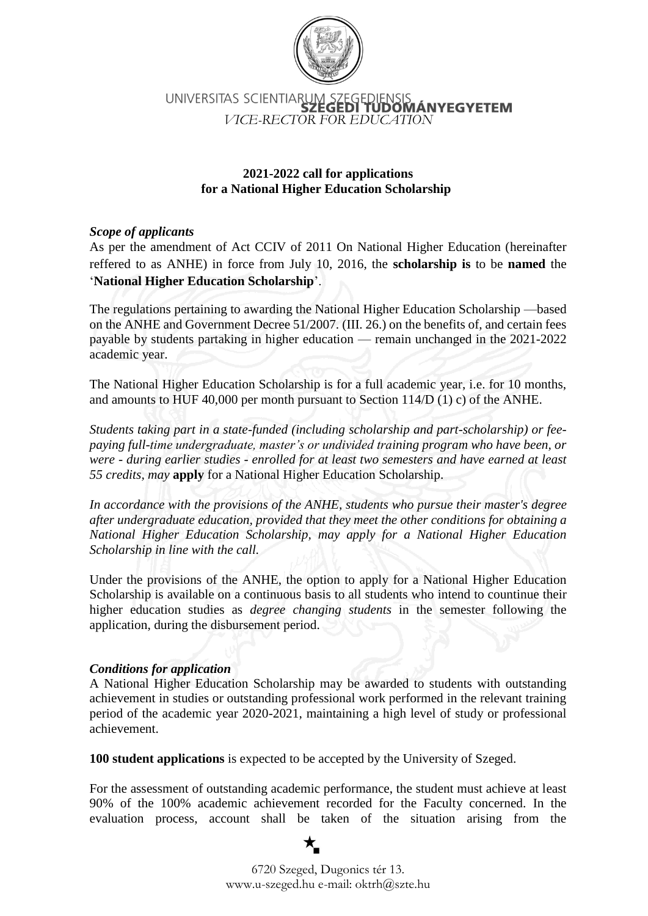UNIVERSITAS SCIENTIARUM SZEGEDIENSIS
**SZEGEDI TUDOMÁNYEGYETEM**
*VICE-RECTOR FOR EDUCATION*

**2021-2022 call for applications for a National Higher Education Scholarship**

***Scope of applicants***

As per the amendment of Act CCIV of 2011 On National Higher Education (hereinafter reffered to as ANHE) in force from July 10, 2016, the **scholarship is** to be **named** the '**National Higher Education Scholarship**'.

The regulations pertaining to awarding the National Higher Education Scholarship —based on the ANHE and Government Decree 51/2007. (III. 26.) on the benefits of, and certain fees payable by students partaking in higher education — remain unchanged in the 2021-2022 academic year.

The National Higher Education Scholarship is for a full academic year, i.e. for 10 months, and amounts to HUF 40,000 per month pursuant to Section 114/D (1) c) of the ANHE.

*Students taking part in a state-funded (including scholarship and part-scholarship) or fee-paying full-time undergraduate, master's or undivided training program who have been, or were - during earlier studies - enrolled for at least two semesters and have earned at least 55 credits, may* **apply** for a National Higher Education Scholarship.

*In accordance with the provisions of the ANHE, students who pursue their master's degree after undergraduate education, provided that they meet the other conditions for obtaining a National Higher Education Scholarship, may apply for a National Higher Education Scholarship in line with the call.*

Under the provisions of the ANHE, the option to apply for a National Higher Education Scholarship is available on a continuous basis to all students who intend to countinue their higher education studies as *degree changing students* in the semester following the application, during the disbursement period.

***Conditions for application***

A National Higher Education Scholarship may be awarded to students with outstanding achievement in studies or outstanding professional work performed in the relevant training period of the academic year 2020-2021, maintaining a high level of study or professional achievement.

**100 student applications** is expected to be accepted by the University of Szeged.

For the assessment of outstanding academic performance, the student must achieve at least 90% of the 100% academic achievement recorded for the Faculty concerned. In the evaluation process, account shall be taken of the situation arising from the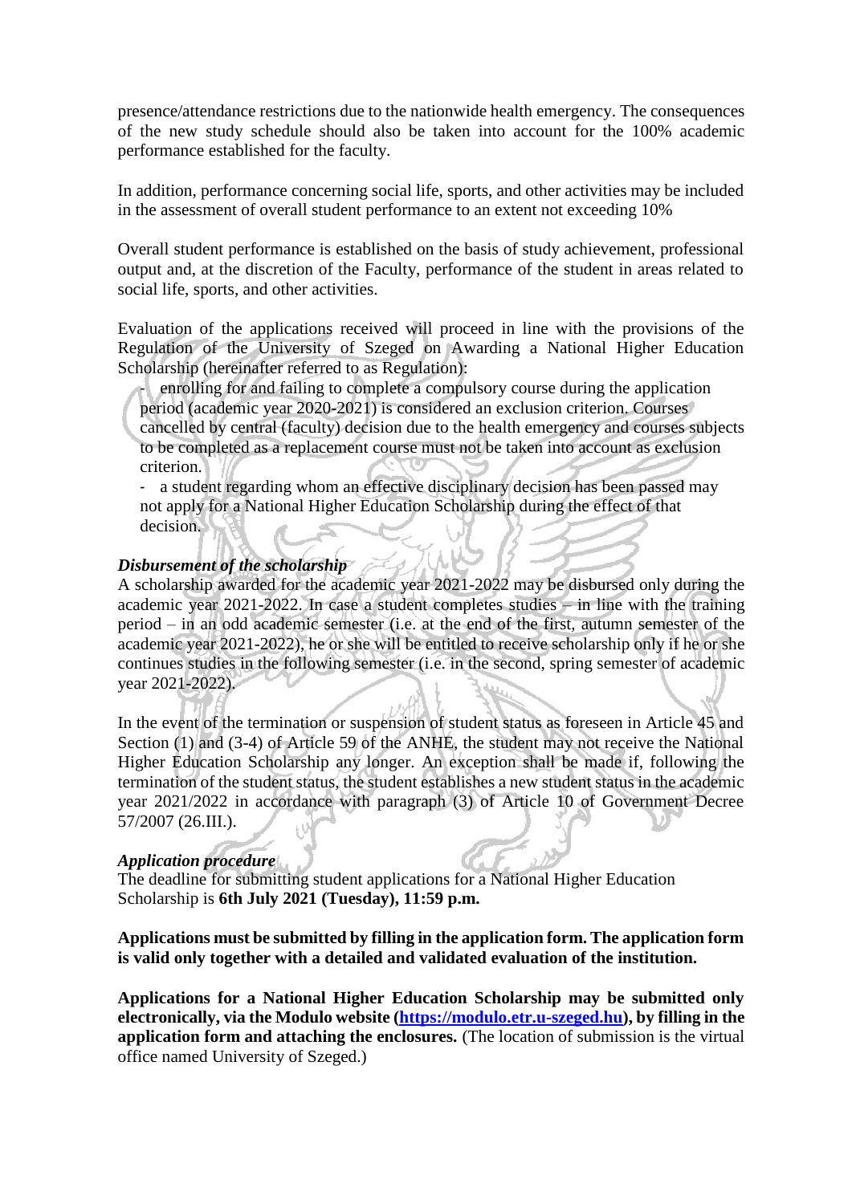presence/attendance restrictions due to the nationwide health emergency. The consequences of the new study schedule should also be taken into account for the 100% academic performance established for the faculty.

In addition, performance concerning social life, sports, and other activities may be included in the assessment of overall student performance to an extent not exceeding 10%

Overall student performance is established on the basis of study achievement, professional output and, at the discretion of the Faculty, performance of the student in areas related to social life, sports, and other activities.

Evaluation of the applications received will proceed in line with the provisions of the Regulation of the University of Szeged on Awarding a National Higher Education Scholarship (hereinafter referred to as Regulation):

- enrolling for and failing to complete a compulsory course during the application period (academic year 2020-2021) is considered an exclusion criterion. Courses cancelled by central (faculty) decision due to the health emergency and courses subjects to be completed as a replacement course must not be taken into account as exclusion criterion.
- a student regarding whom an effective disciplinary decision has been passed may not apply for a National Higher Education Scholarship during the effect of that decision.

***Disbursement of the scholarship***

A scholarship awarded for the academic year 2021-2022 may be disbursed only during the academic year 2021-2022. In case a student completes studies – in line with the training period – in an odd academic semester (i.e. at the end of the first, autumn semester of the academic year 2021-2022), he or she will be entitled to receive scholarship only if he or she continues studies in the following semester (i.e. in the second, spring semester of academic year 2021-2022).

In the event of the termination or suspension of student status as foreseen in Article 45 and Section (1) and (3-4) of Article 59 of the ANHE, the student may not receive the National Higher Education Scholarship any longer. An exception shall be made if, following the termination of the student status, the student establishes a new student status in the academic year 2021/2022 in accordance with paragraph (3) of Article 10 of Government Decree 57/2007 (26.III.).

***Application procedure***

The deadline for submitting student applications for a National Higher Education Scholarship is **6th July 2021 (Tuesday), 11:59 p.m.**

**Applications must be submitted by filling in the application form. The application form is valid only together with a detailed and validated evaluation of the institution.**

**Applications for a National Higher Education Scholarship may be submitted only electronically, via the Modulo website ([https://modulo.etr.u-szeged.hu](https://modulo.etr.u-szeged.hu)), by filling in the application form and attaching the enclosures.** (The location of submission is the virtual office named University of Szeged.)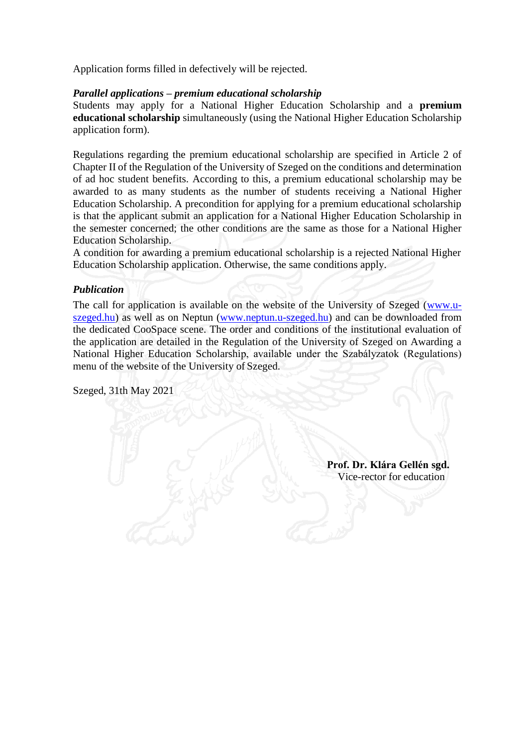Application forms filled in defectively will be rejected.

***Parallel applications – premium educational scholarship***

Students may apply for a National Higher Education Scholarship and a **premium educational scholarship** simultaneously (using the National Higher Education Scholarship application form).

Regulations regarding the premium educational scholarship are specified in Article 2 of Chapter II of the Regulation of the University of Szeged on the conditions and determination of ad hoc student benefits. According to this, a premium educational scholarship may be awarded to as many students as the number of students receiving a National Higher Education Scholarship. A precondition for applying for a premium educational scholarship is that the applicant submit an application for a National Higher Education Scholarship in the semester concerned; the other conditions are the same as those for a National Higher Education Scholarship.
A condition for awarding a premium educational scholarship is a rejected National Higher Education Scholarship application. Otherwise, the same conditions apply.

***Publication***

The call for application is available on the website of the University of Szeged (www.u-szeged.hu) as well as on Neptun (www.neptun.u-szeged.hu) and can be downloaded from the dedicated CooSpace scene. The order and conditions of the institutional evaluation of the application are detailed in the Regulation of the University of Szeged on Awarding a National Higher Education Scholarship, available under the Szabályzatok (Regulations) menu of the website of the University of Szeged.

Szeged, 31th May 2021

**Prof. Dr. Klára Gellén sgd.**
Vice-rector for education